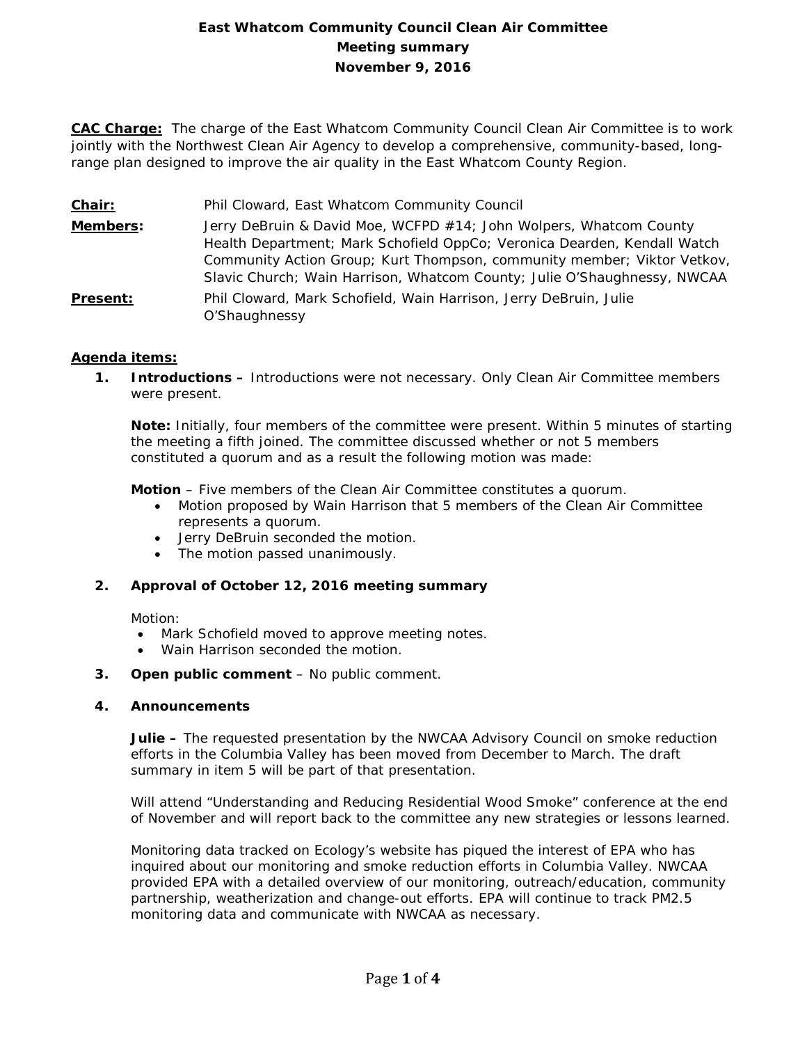# East Whatcom Community Council Clean Air Committee
## Meeting summary
## November 9, 2016

**CAC Charge:** The charge of the East Whatcom Community Council Clean Air Committee is to work jointly with the Northwest Clean Air Agency to develop a comprehensive, community-based, long-range plan designed to improve the air quality in the East Whatcom County Region.

**Chair:** Phil Cloward, East Whatcom Community Council

**Members:** Jerry DeBruin & David Moe, WCFPD #14; John Wolpers, Whatcom County Health Department; Mark Schofield OppCo; Veronica Dearden, Kendall Watch Community Action Group; Kurt Thompson, community member; Viktor Vetkov, Slavic Church; Wain Harrison, Whatcom County; Julie O'Shaughnessy, NWCAA

**Present:** Phil Cloward, Mark Schofield, Wain Harrison, Jerry DeBruin, Julie O'Shaughnessy

**Agenda items:**

1. **Introductions –** Introductions were not necessary. Only Clean Air Committee members were present.

   **Note:** Initially, four members of the committee were present. Within 5 minutes of starting the meeting a fifth joined. The committee discussed whether or not 5 members constituted a quorum and as a result the following motion was made:

   **Motion** – Five members of the Clean Air Committee constitutes a quorum.
   - Motion proposed by Wain Harrison that 5 members of the Clean Air Committee represents a quorum.
   - Jerry DeBruin seconded the motion.
   - The motion passed unanimously.

2. **Approval of October 12, 2016 meeting summary**

   Motion:
   - Mark Schofield moved to approve meeting notes.
   - Wain Harrison seconded the motion.

3. **Open public comment** – No public comment.

4. **Announcements**

   **Julie –** The requested presentation by the NWCAA Advisory Council on smoke reduction efforts in the Columbia Valley has been moved from December to March. The draft summary in item 5 will be part of that presentation.

   Will attend "Understanding and Reducing Residential Wood Smoke" conference at the end of November and will report back to the committee any new strategies or lessons learned.

   Monitoring data tracked on Ecology's website has piqued the interest of EPA who has inquired about our monitoring and smoke reduction efforts in Columbia Valley. NWCAA provided EPA with a detailed overview of our monitoring, outreach/education, community partnership, weatherization and change-out efforts. EPA will continue to track PM2.5 monitoring data and communicate with NWCAA as necessary.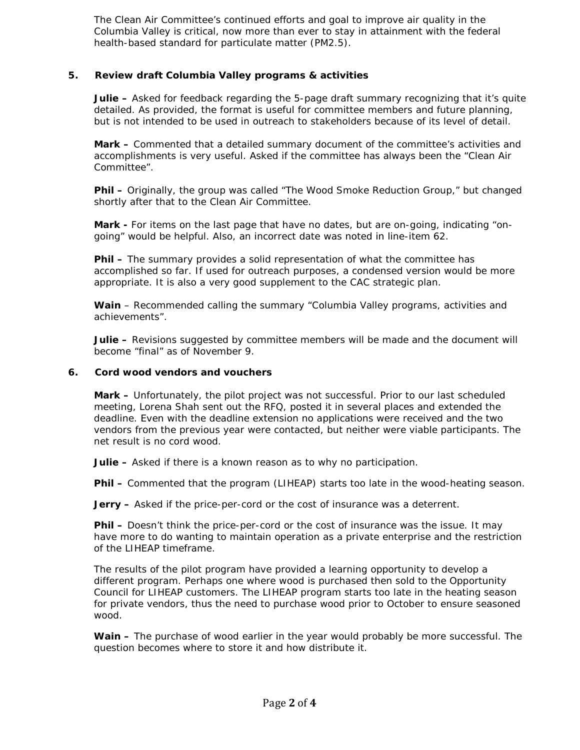The Clean Air Committee's continued efforts and goal to improve air quality in the Columbia Valley is critical, now more than ever to stay in attainment with the federal health-based standard for particulate matter (PM2.5).

### 5. Review draft Columbia Valley programs & activities

**Julie –** Asked for feedback regarding the 5-page draft summary recognizing that it's quite detailed. As provided, the format is useful for committee members and future planning, but is not intended to be used in outreach to stakeholders because of its level of detail.

**Mark –** Commented that a detailed summary document of the committee's activities and accomplishments is very useful. Asked if the committee has always been the "Clean Air Committee".

**Phil –** Originally, the group was called "The Wood Smoke Reduction Group," but changed shortly after that to the Clean Air Committee.

**Mark -** For items on the last page that have no dates, but are on-going, indicating "on-going" would be helpful. Also, an incorrect date was noted in line-item 62.

**Phil –** The summary provides a solid representation of what the committee has accomplished so far. If used for outreach purposes, a condensed version would be more appropriate. It is also a very good supplement to the CAC strategic plan.

**Wain** – Recommended calling the summary "Columbia Valley programs, activities and achievements".

**Julie –** Revisions suggested by committee members will be made and the document will become "final" as of November 9.

### 6. Cord wood vendors and vouchers

**Mark –** Unfortunately, the pilot project was not successful. Prior to our last scheduled meeting, Lorena Shah sent out the RFQ, posted it in several places and extended the deadline. Even with the deadline extension no applications were received and the two vendors from the previous year were contacted, but neither were viable participants. The net result is no cord wood.

**Julie –** Asked if there is a known reason as to why no participation.

**Phil –** Commented that the program (LIHEAP) starts too late in the wood-heating season.

**Jerry –** Asked if the price-per-cord or the cost of insurance was a deterrent.

**Phil –** Doesn't think the price-per-cord or the cost of insurance was the issue. It may have more to do wanting to maintain operation as a private enterprise and the restriction of the LIHEAP timeframe.

The results of the pilot program have provided a learning opportunity to develop a different program. Perhaps one where wood is purchased then sold to the Opportunity Council for LIHEAP customers. The LIHEAP program starts too late in the heating season for private vendors, thus the need to purchase wood prior to October to ensure seasoned wood.

**Wain –** The purchase of wood earlier in the year would probably be more successful. The question becomes where to store it and how distribute it.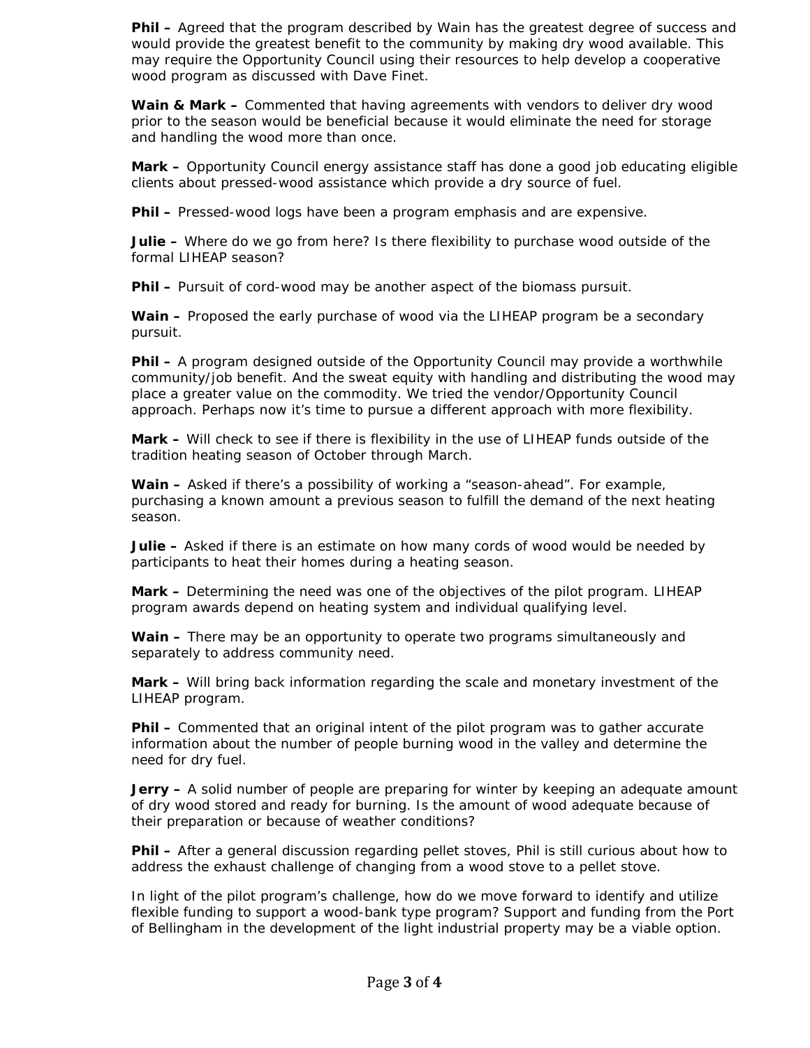**Phil –** Agreed that the program described by Wain has the greatest degree of success and would provide the greatest benefit to the community by making dry wood available. This may require the Opportunity Council using their resources to help develop a cooperative wood program as discussed with Dave Finet.

**Wain & Mark –** Commented that having agreements with vendors to deliver dry wood prior to the season would be beneficial because it would eliminate the need for storage and handling the wood more than once.

**Mark –** Opportunity Council energy assistance staff has done a good job educating eligible clients about pressed-wood assistance which provide a dry source of fuel.

**Phil –** Pressed-wood logs have been a program emphasis and are expensive.

**Julie –** Where do we go from here? Is there flexibility to purchase wood outside of the formal LIHEAP season?

**Phil –** Pursuit of cord-wood may be another aspect of the biomass pursuit.

**Wain –** Proposed the early purchase of wood via the LIHEAP program be a secondary pursuit.

**Phil –** A program designed outside of the Opportunity Council may provide a worthwhile community/job benefit. And the sweat equity with handling and distributing the wood may place a greater value on the commodity. We tried the vendor/Opportunity Council approach. Perhaps now it's time to pursue a different approach with more flexibility.

**Mark –** Will check to see if there is flexibility in the use of LIHEAP funds outside of the tradition heating season of October through March.

**Wain –** Asked if there's a possibility of working a "season-ahead". For example, purchasing a known amount a previous season to fulfill the demand of the next heating season.

**Julie –** Asked if there is an estimate on how many cords of wood would be needed by participants to heat their homes during a heating season.

**Mark –** Determining the need was one of the objectives of the pilot program. LIHEAP program awards depend on heating system and individual qualifying level.

**Wain –** There may be an opportunity to operate two programs simultaneously and separately to address community need.

**Mark –** Will bring back information regarding the scale and monetary investment of the LIHEAP program.

**Phil –** Commented that an original intent of the pilot program was to gather accurate information about the number of people burning wood in the valley and determine the need for dry fuel.

**Jerry –** A solid number of people are preparing for winter by keeping an adequate amount of dry wood stored and ready for burning. Is the amount of wood adequate because of their preparation or because of weather conditions?

**Phil –** After a general discussion regarding pellet stoves, Phil is still curious about how to address the exhaust challenge of changing from a wood stove to a pellet stove.

In light of the pilot program's challenge, how do we move forward to identify and utilize flexible funding to support a wood-bank type program? Support and funding from the Port of Bellingham in the development of the light industrial property may be a viable option.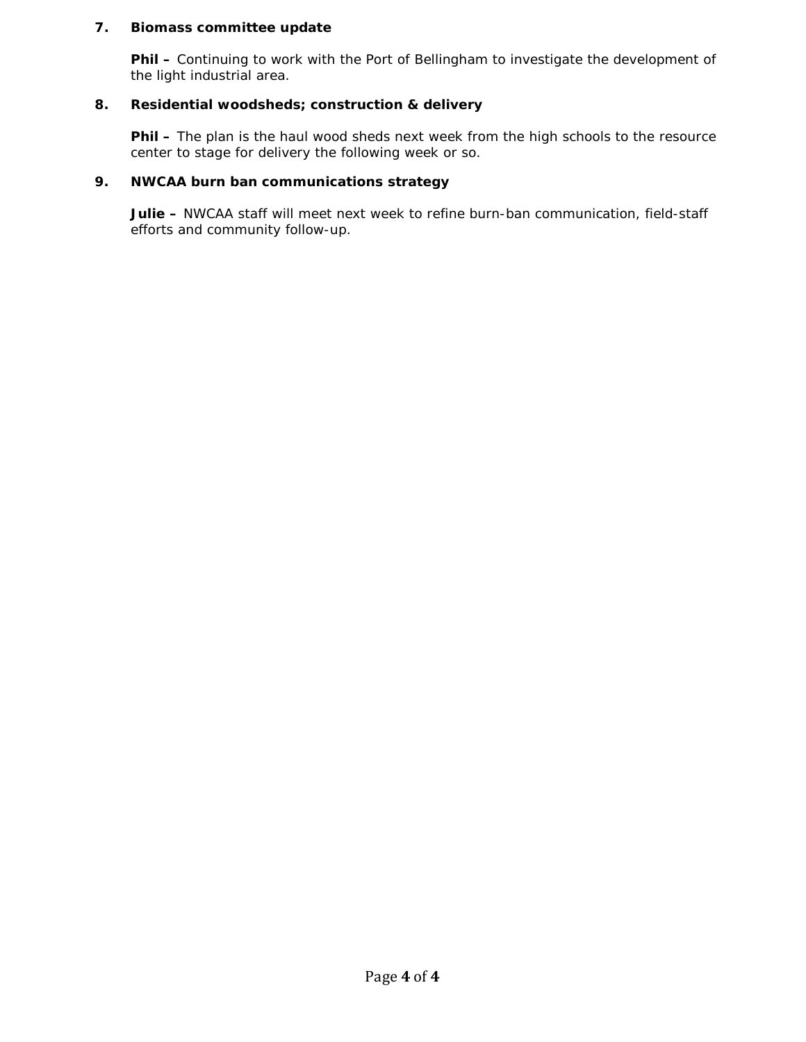7. **Biomass committee update**

   **Phil –** Continuing to work with the Port of Bellingham to investigate the development of the light industrial area.

8. **Residential woodsheds; construction & delivery**

   **Phil –** The plan is the haul wood sheds next week from the high schools to the resource center to stage for delivery the following week or so.

9. **NWCAA burn ban communications strategy**

   **Julie –** NWCAA staff will meet next week to refine burn-ban communication, field-staff efforts and community follow-up.